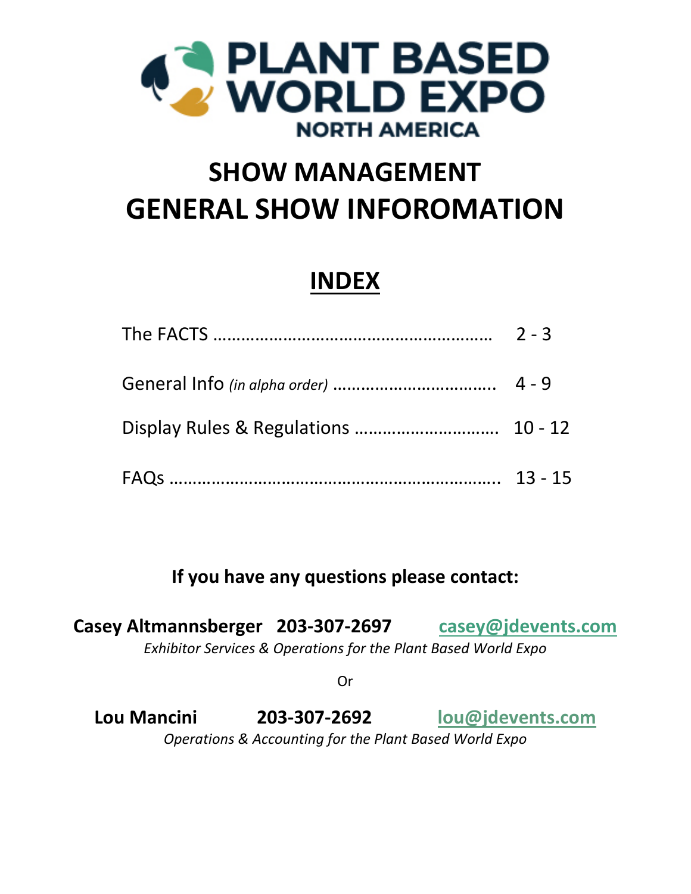# PLANT BASED WORLD EXPO

NORTH AMERICA

# SHOW MANAGEMENT
# GENERAL SHOW INFOROMATION

## INDEX

| | |
|---|---|
| The FACTS ………………………………………………… | 2 - 3 |
| General Info *(in alpha order)* …………………………… | 4 - 9 |
| Display Rules & Regulations ………………………… | 10 - 12 |
| FAQs ……………………………………………………………. | 13 - 15 |

**If you have any questions please contact:**

**Casey Altmannsberger 203-307-2697** [casey@jdevents.com](mailto:casey@jdevents.com)

*Exhibitor Services & Operations for the Plant Based World Expo*

Or

**Lou Mancini 203-307-2692** [lou@jdevents.com](mailto:lou@jdevents.com)

*Operations & Accounting for the Plant Based World Expo*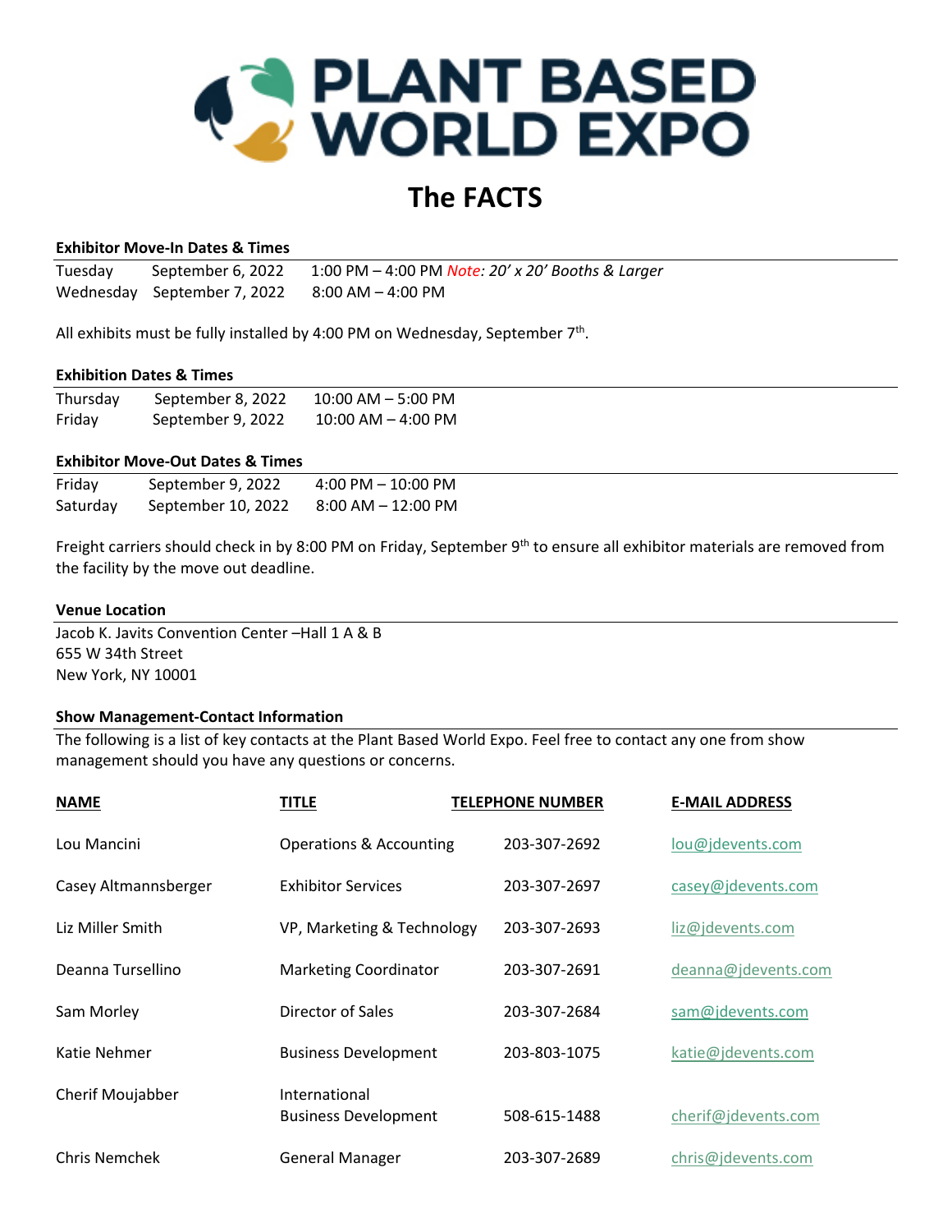# PLANT BASED WORLD EXPO

## The FACTS

### Exhibitor Move-In Dates & Times

| | | |
|---|---|---|
| Tuesday | September 6, 2022 | 1:00 PM – 4:00 PM *Note: 20' x 20' Booths & Larger* |
| Wednesday | September 7, 2022 | 8:00 AM – 4:00 PM |

All exhibits must be fully installed by 4:00 PM on Wednesday, September 7th.

### Exhibition Dates & Times

| | | |
|---|---|---|
| Thursday | September 8, 2022 | 10:00 AM – 5:00 PM |
| Friday | September 9, 2022 | 10:00 AM – 4:00 PM |

### Exhibitor Move-Out Dates & Times

| | | |
|---|---|---|
| Friday | September 9, 2022 | 4:00 PM – 10:00 PM |
| Saturday | September 10, 2022 | 8:00 AM – 12:00 PM |

Freight carriers should check in by 8:00 PM on Friday, September 9th to ensure all exhibitor materials are removed from the facility by the move out deadline.

### Venue Location

Jacob K. Javits Convention Center –Hall 1 A & B
655 W 34th Street
New York, NY 10001

### Show Management-Contact Information

The following is a list of key contacts at the Plant Based World Expo. Feel free to contact any one from show management should you have any questions or concerns.

| NAME | TITLE | TELEPHONE NUMBER | E-MAIL ADDRESS |
|---|---|---|---|
| Lou Mancini | Operations & Accounting | 203-307-2692 | lou@jdevents.com |
| Casey Altmannsberger | Exhibitor Services | 203-307-2697 | casey@jdevents.com |
| Liz Miller Smith | VP, Marketing & Technology | 203-307-2693 | liz@jdevents.com |
| Deanna Tursellino | Marketing Coordinator | 203-307-2691 | deanna@jdevents.com |
| Sam Morley | Director of Sales | 203-307-2684 | sam@jdevents.com |
| Katie Nehmer | Business Development | 203-803-1075 | katie@jdevents.com |
| Cherif Moujabber | International Business Development | 508-615-1488 | cherif@jdevents.com |
| Chris Nemchek | General Manager | 203-307-2689 | chris@jdevents.com |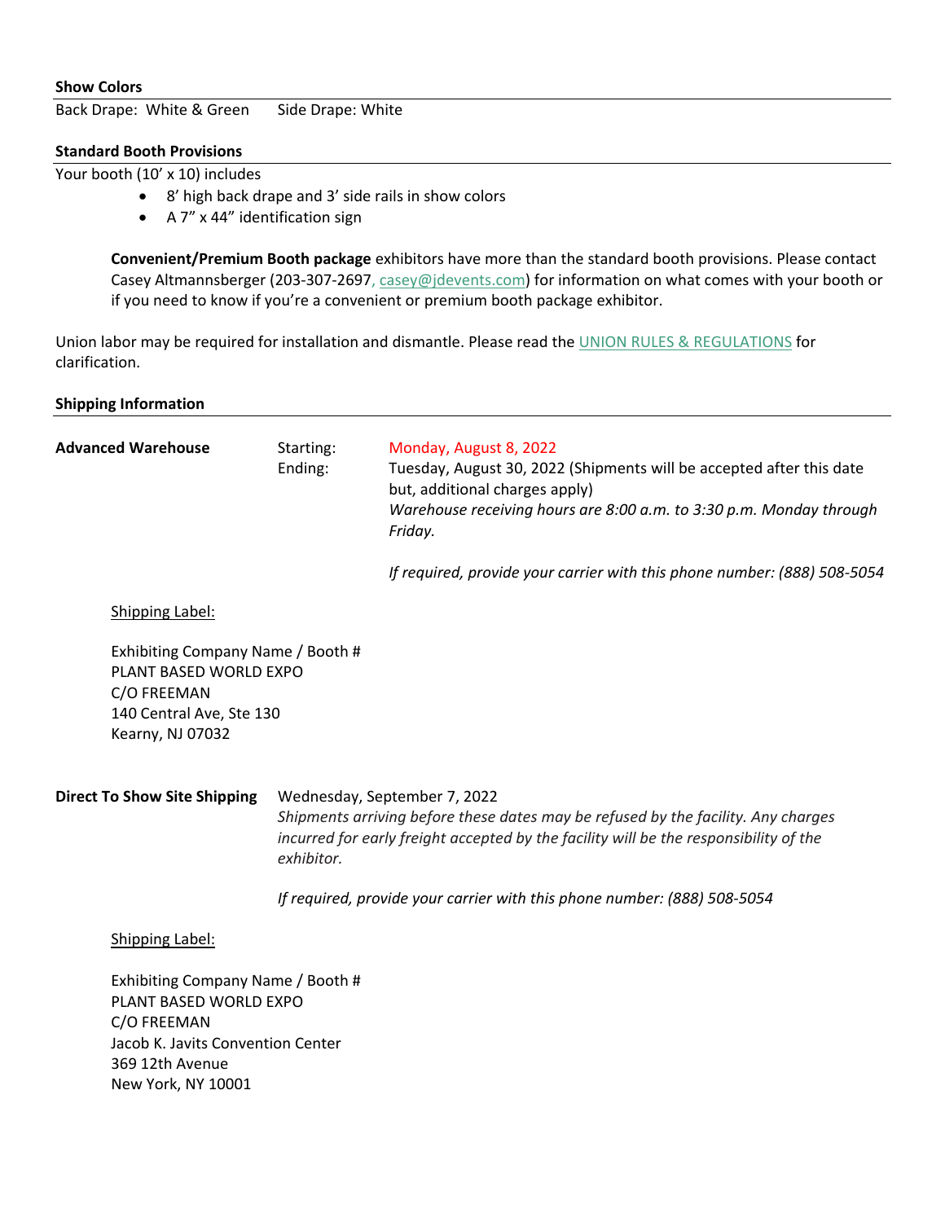### Show Colors

Back Drape: White & Green Side Drape: White

### Standard Booth Provisions

Your booth (10' x 10) includes

- 8' high back drape and 3' side rails in show colors
- A 7" x 44" identification sign

**Convenient/Premium Booth package** exhibitors have more than the standard booth provisions. Please contact Casey Altmannsberger (203-307-2697, casey@jdevents.com) for information on what comes with your booth or if you need to know if you're a convenient or premium booth package exhibitor.

Union labor may be required for installation and dismantle. Please read the UNION RULES & REGULATIONS for clarification.

### Shipping Information

**Advanced Warehouse**

Starting: Monday, August 8, 2022
Ending: Tuesday, August 30, 2022 (Shipments will be accepted after this date but, additional charges apply)
*Warehouse receiving hours are 8:00 a.m. to 3:30 p.m. Monday through Friday.*

*If required, provide your carrier with this phone number: (888) 508-5054*

Shipping Label:

Exhibiting Company Name / Booth #
PLANT BASED WORLD EXPO
C/O FREEMAN
140 Central Ave, Ste 130
Kearny, NJ 07032

**Direct To Show Site Shipping**

Wednesday, September 7, 2022
*Shipments arriving before these dates may be refused by the facility. Any charges incurred for early freight accepted by the facility will be the responsibility of the exhibitor.*

*If required, provide your carrier with this phone number: (888) 508-5054*

Shipping Label:

Exhibiting Company Name / Booth #
PLANT BASED WORLD EXPO
C/O FREEMAN
Jacob K. Javits Convention Center
369 12th Avenue
New York, NY 10001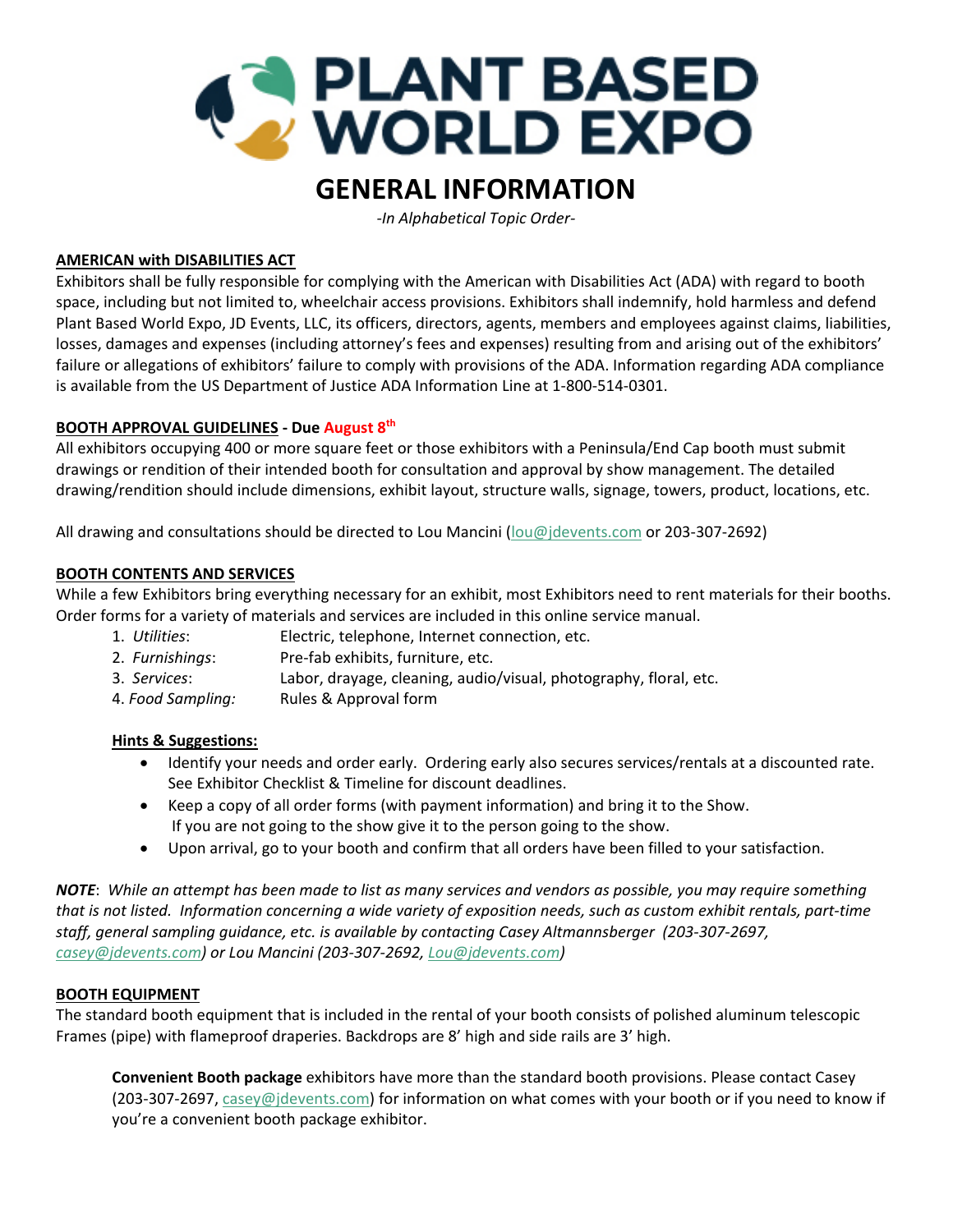# PLANT BASED WORLD EXPO

# GENERAL INFORMATION

*-In Alphabetical Topic Order-*

**AMERICAN with DISABILITIES ACT**

Exhibitors shall be fully responsible for complying with the American with Disabilities Act (ADA) with regard to booth space, including but not limited to, wheelchair access provisions. Exhibitors shall indemnify, hold harmless and defend Plant Based World Expo, JD Events, LLC, its officers, directors, agents, members and employees against claims, liabilities, losses, damages and expenses (including attorney's fees and expenses) resulting from and arising out of the exhibitors' failure or allegations of exhibitors' failure to comply with provisions of the ADA. Information regarding ADA compliance is available from the US Department of Justice ADA Information Line at 1-800-514-0301.

**BOOTH APPROVAL GUIDELINES - Due August 8th**

All exhibitors occupying 400 or more square feet or those exhibitors with a Peninsula/End Cap booth must submit drawings or rendition of their intended booth for consultation and approval by show management. The detailed drawing/rendition should include dimensions, exhibit layout, structure walls, signage, towers, product, locations, etc.

All drawing and consultations should be directed to Lou Mancini (lou@jdevents.com or 203-307-2692)

**BOOTH CONTENTS AND SERVICES**

While a few Exhibitors bring everything necessary for an exhibit, most Exhibitors need to rent materials for their booths. Order forms for a variety of materials and services are included in this online service manual.

1. *Utilities*: Electric, telephone, Internet connection, etc.
2. *Furnishings*: Pre-fab exhibits, furniture, etc.
3. *Services*: Labor, drayage, cleaning, audio/visual, photography, floral, etc.
4. *Food Sampling:* Rules & Approval form

**Hints & Suggestions:**

- Identify your needs and order early. Ordering early also secures services/rentals at a discounted rate. See Exhibitor Checklist & Timeline for discount deadlines.
- Keep a copy of all order forms (with payment information) and bring it to the Show. If you are not going to the show give it to the person going to the show.
- Upon arrival, go to your booth and confirm that all orders have been filled to your satisfaction.

***NOTE***: *While an attempt has been made to list as many services and vendors as possible, you may require something that is not listed. Information concerning a wide variety of exposition needs, such as custom exhibit rentals, part-time staff, general sampling guidance, etc. is available by contacting Casey Altmannsberger (203-307-2697, casey@jdevents.com) or Lou Mancini (203-307-2692, Lou@jdevents.com)*

**BOOTH EQUIPMENT**

The standard booth equipment that is included in the rental of your booth consists of polished aluminum telescopic Frames (pipe) with flameproof draperies. Backdrops are 8' high and side rails are 3' high.

**Convenient Booth package** exhibitors have more than the standard booth provisions. Please contact Casey (203-307-2697, casey@jdevents.com) for information on what comes with your booth or if you need to know if you're a convenient booth package exhibitor.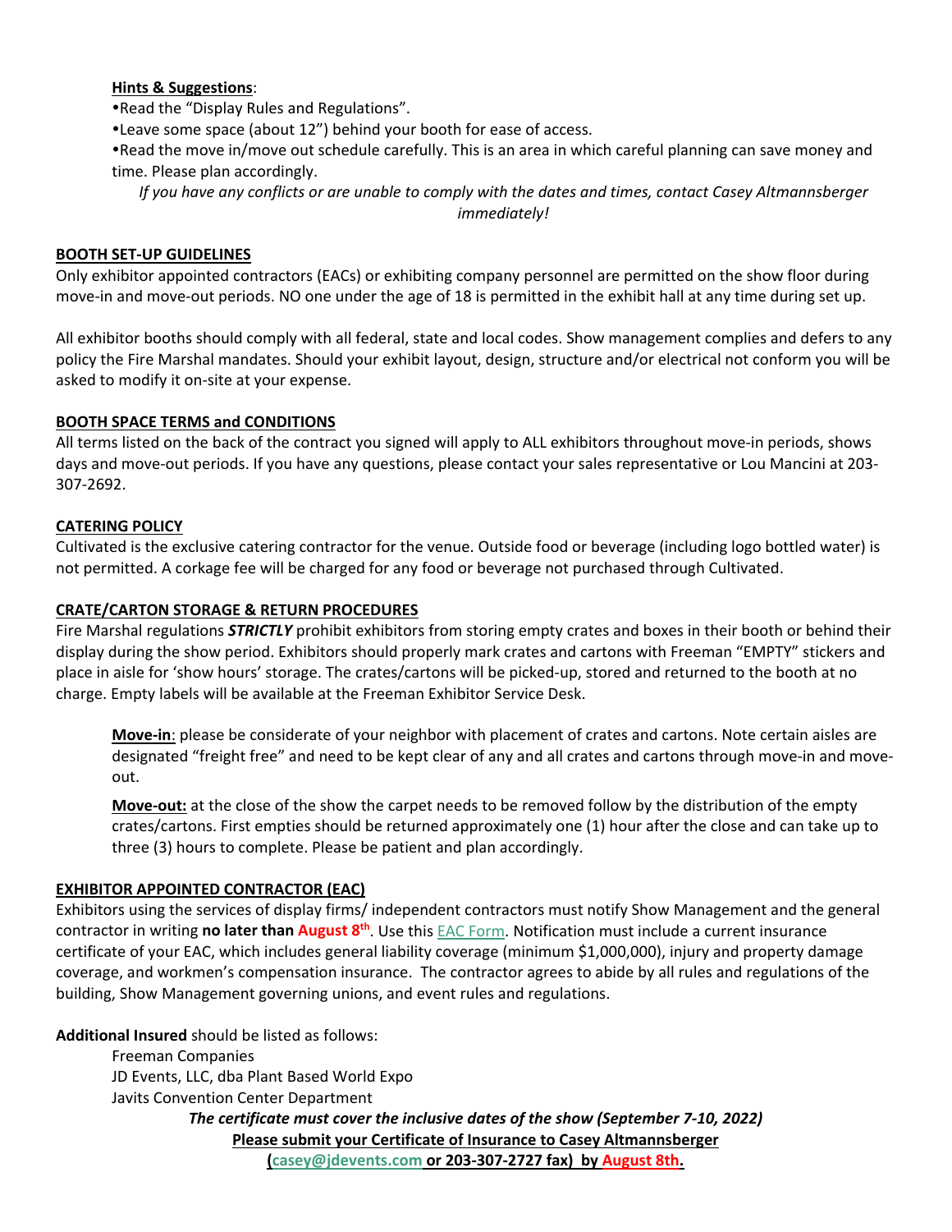**Hints & Suggestions**:

- Read the "Display Rules and Regulations".
- Leave some space (about 12") behind your booth for ease of access.
- Read the move in/move out schedule carefully. This is an area in which careful planning can save money and time. Please plan accordingly.

*If you have any conflicts or are unable to comply with the dates and times, contact Casey Altmannsberger immediately!*

**BOOTH SET-UP GUIDELINES**

Only exhibitor appointed contractors (EACs) or exhibiting company personnel are permitted on the show floor during move-in and move-out periods. NO one under the age of 18 is permitted in the exhibit hall at any time during set up.

All exhibitor booths should comply with all federal, state and local codes. Show management complies and defers to any policy the Fire Marshal mandates. Should your exhibit layout, design, structure and/or electrical not conform you will be asked to modify it on-site at your expense.

**BOOTH SPACE TERMS and CONDITIONS**

All terms listed on the back of the contract you signed will apply to ALL exhibitors throughout move-in periods, shows days and move-out periods. If you have any questions, please contact your sales representative or Lou Mancini at 203-307-2692.

**CATERING POLICY**

Cultivated is the exclusive catering contractor for the venue. Outside food or beverage (including logo bottled water) is not permitted. A corkage fee will be charged for any food or beverage not purchased through Cultivated.

**CRATE/CARTON STORAGE & RETURN PROCEDURES**

Fire Marshal regulations ***STRICTLY*** prohibit exhibitors from storing empty crates and boxes in their booth or behind their display during the show period. Exhibitors should properly mark crates and cartons with Freeman "EMPTY" stickers and place in aisle for 'show hours' storage. The crates/cartons will be picked-up, stored and returned to the booth at no charge. Empty labels will be available at the Freeman Exhibitor Service Desk.

**Move-in**: please be considerate of your neighbor with placement of crates and cartons. Note certain aisles are designated "freight free" and need to be kept clear of any and all crates and cartons through move-in and move-out.

**Move-out:** at the close of the show the carpet needs to be removed follow by the distribution of the empty crates/cartons. First empties should be returned approximately one (1) hour after the close and can take up to three (3) hours to complete. Please be patient and plan accordingly.

**EXHIBITOR APPOINTED CONTRACTOR (EAC)**

Exhibitors using the services of display firms/ independent contractors must notify Show Management and the general contractor in writing **no later than August 8th**. Use this EAC Form. Notification must include a current insurance certificate of your EAC, which includes general liability coverage (minimum $1,000,000), injury and property damage coverage, and workmen's compensation insurance. The contractor agrees to abide by all rules and regulations of the building, Show Management governing unions, and event rules and regulations.

**Additional Insured** should be listed as follows:

Freeman Companies
JD Events, LLC, dba Plant Based World Expo
Javits Convention Center Department

***The certificate must cover the inclusive dates of the show (September 7-10, 2022)***

**Please submit your Certificate of Insurance to Casey Altmannsberger (casey@jdevents.com or 203-307-2727 fax) by August 8th.**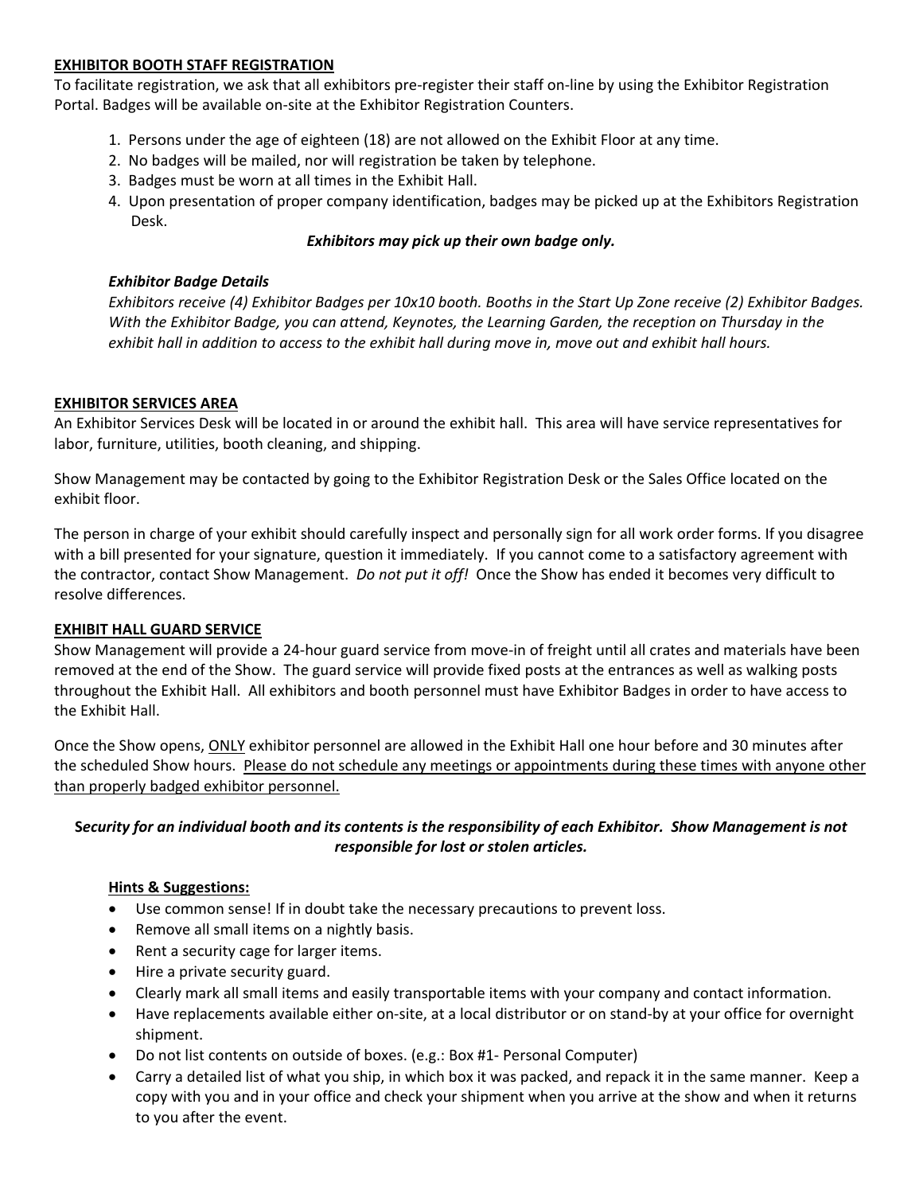## EXHIBITOR BOOTH STAFF REGISTRATION

To facilitate registration, we ask that all exhibitors pre-register their staff on-line by using the Exhibitor Registration Portal. Badges will be available on-site at the Exhibitor Registration Counters.

1. Persons under the age of eighteen (18) are not allowed on the Exhibit Floor at any time.
2. No badges will be mailed, nor will registration be taken by telephone.
3. Badges must be worn at all times in the Exhibit Hall.
4. Upon presentation of proper company identification, badges may be picked up at the Exhibitors Registration Desk.

***Exhibitors may pick up their own badge only.***

***Exhibitor Badge Details***

*Exhibitors receive (4) Exhibitor Badges per 10x10 booth. Booths in the Start Up Zone receive (2) Exhibitor Badges. With the Exhibitor Badge, you can attend, Keynotes, the Learning Garden, the reception on Thursday in the exhibit hall in addition to access to the exhibit hall during move in, move out and exhibit hall hours.*

## EXHIBITOR SERVICES AREA

An Exhibitor Services Desk will be located in or around the exhibit hall. This area will have service representatives for labor, furniture, utilities, booth cleaning, and shipping.

Show Management may be contacted by going to the Exhibitor Registration Desk or the Sales Office located on the exhibit floor.

The person in charge of your exhibit should carefully inspect and personally sign for all work order forms. If you disagree with a bill presented for your signature, question it immediately. If you cannot come to a satisfactory agreement with the contractor, contact Show Management. *Do not put it off!* Once the Show has ended it becomes very difficult to resolve differences.

## EXHIBIT HALL GUARD SERVICE

Show Management will provide a 24-hour guard service from move-in of freight until all crates and materials have been removed at the end of the Show. The guard service will provide fixed posts at the entrances as well as walking posts throughout the Exhibit Hall. All exhibitors and booth personnel must have Exhibitor Badges in order to have access to the Exhibit Hall.

Once the Show opens, ONLY exhibitor personnel are allowed in the Exhibit Hall one hour before and 30 minutes after the scheduled Show hours. Please do not schedule any meetings or appointments during these times with anyone other than properly badged exhibitor personnel.

***Security for an individual booth and its contents is the responsibility of each Exhibitor. Show Management is not responsible for lost or stolen articles.***

**Hints & Suggestions:**

- Use common sense! If in doubt take the necessary precautions to prevent loss.
- Remove all small items on a nightly basis.
- Rent a security cage for larger items.
- Hire a private security guard.
- Clearly mark all small items and easily transportable items with your company and contact information.
- Have replacements available either on-site, at a local distributor or on stand-by at your office for overnight shipment.
- Do not list contents on outside of boxes. (e.g.: Box #1- Personal Computer)
- Carry a detailed list of what you ship, in which box it was packed, and repack it in the same manner. Keep a copy with you and in your office and check your shipment when you arrive at the show and when it returns to you after the event.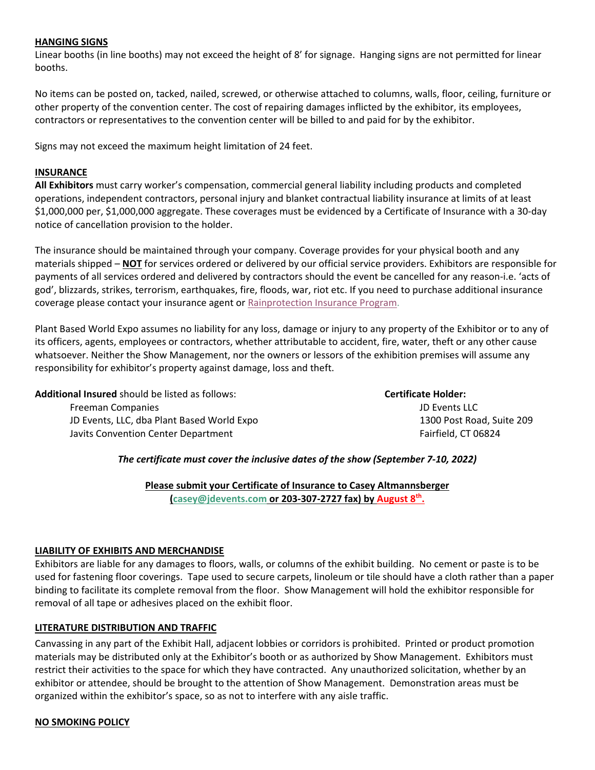## HANGING SIGNS

Linear booths (in line booths) may not exceed the height of 8' for signage. Hanging signs are not permitted for linear booths.

No items can be posted on, tacked, nailed, screwed, or otherwise attached to columns, walls, floor, ceiling, furniture or other property of the convention center. The cost of repairing damages inflicted by the exhibitor, its employees, contractors or representatives to the convention center will be billed to and paid for by the exhibitor.

Signs may not exceed the maximum height limitation of 24 feet.

## INSURANCE

**All Exhibitors** must carry worker's compensation, commercial general liability including products and completed operations, independent contractors, personal injury and blanket contractual liability insurance at limits of at least $1,000,000 per, $1,000,000 aggregate. These coverages must be evidenced by a Certificate of Insurance with a 30-day notice of cancellation provision to the holder.

The insurance should be maintained through your company. Coverage provides for your physical booth and any materials shipped – **NOT** for services ordered or delivered by our official service providers. Exhibitors are responsible for payments of all services ordered and delivered by contractors should the event be cancelled for any reason-i.e. 'acts of god', blizzards, strikes, terrorism, earthquakes, fire, floods, war, riot etc. If you need to purchase additional insurance coverage please contact your insurance agent or Rainprotection Insurance Program.

Plant Based World Expo assumes no liability for any loss, damage or injury to any property of the Exhibitor or to any of its officers, agents, employees or contractors, whether attributable to accident, fire, water, theft or any other cause whatsoever. Neither the Show Management, nor the owners or lessors of the exhibition premises will assume any responsibility for exhibitor's property against damage, loss and theft.

**Additional Insured** should be listed as follows:

Freeman Companies
JD Events, LLC, dba Plant Based World Expo
Javits Convention Center Department

**Certificate Holder:**

JD Events LLC
1300 Post Road, Suite 209
Fairfield, CT 06824

***The certificate must cover the inclusive dates of the show (September 7-10, 2022)***

**Please submit your Certificate of Insurance to Casey Altmannsberger (casey@jdevents.com or 203-307-2727 fax) by August 8th.**

## LIABILITY OF EXHIBITS AND MERCHANDISE

Exhibitors are liable for any damages to floors, walls, or columns of the exhibit building. No cement or paste is to be used for fastening floor coverings. Tape used to secure carpets, linoleum or tile should have a cloth rather than a paper binding to facilitate its complete removal from the floor. Show Management will hold the exhibitor responsible for removal of all tape or adhesives placed on the exhibit floor.

## LITERATURE DISTRIBUTION AND TRAFFIC

Canvassing in any part of the Exhibit Hall, adjacent lobbies or corridors is prohibited. Printed or product promotion materials may be distributed only at the Exhibitor's booth or as authorized by Show Management. Exhibitors must restrict their activities to the space for which they have contracted. Any unauthorized solicitation, whether by an exhibitor or attendee, should be brought to the attention of Show Management. Demonstration areas must be organized within the exhibitor's space, so as not to interfere with any aisle traffic.

## NO SMOKING POLICY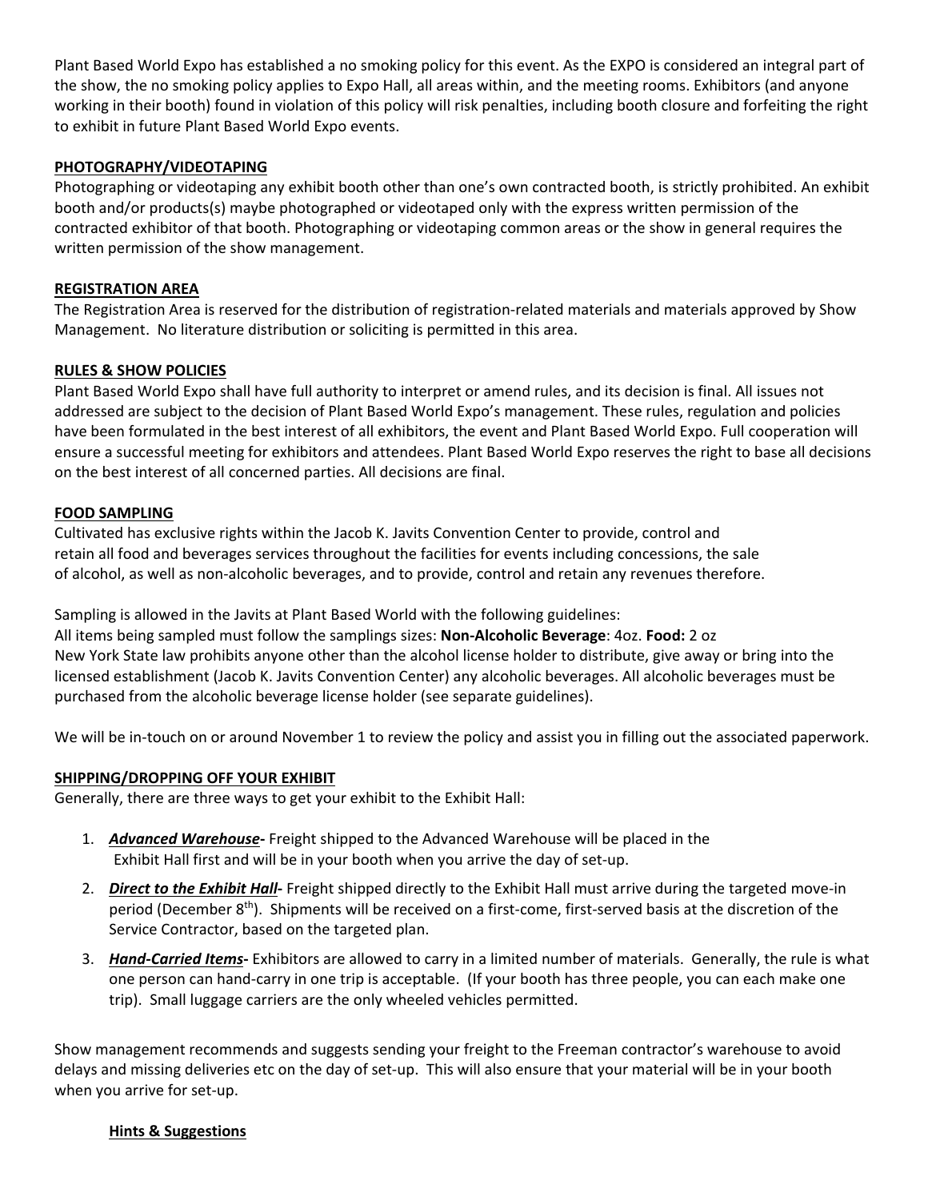Plant Based World Expo has established a no smoking policy for this event. As the EXPO is considered an integral part of the show, the no smoking policy applies to Expo Hall, all areas within, and the meeting rooms. Exhibitors (and anyone working in their booth) found in violation of this policy will risk penalties, including booth closure and forfeiting the right to exhibit in future Plant Based World Expo events.

## PHOTOGRAPHY/VIDEOTAPING

Photographing or videotaping any exhibit booth other than one's own contracted booth, is strictly prohibited. An exhibit booth and/or products(s) maybe photographed or videotaped only with the express written permission of the contracted exhibitor of that booth. Photographing or videotaping common areas or the show in general requires the written permission of the show management.

## REGISTRATION AREA

The Registration Area is reserved for the distribution of registration-related materials and materials approved by Show Management. No literature distribution or soliciting is permitted in this area.

## RULES & SHOW POLICIES

Plant Based World Expo shall have full authority to interpret or amend rules, and its decision is final. All issues not addressed are subject to the decision of Plant Based World Expo's management. These rules, regulation and policies have been formulated in the best interest of all exhibitors, the event and Plant Based World Expo. Full cooperation will ensure a successful meeting for exhibitors and attendees. Plant Based World Expo reserves the right to base all decisions on the best interest of all concerned parties. All decisions are final.

## FOOD SAMPLING

Cultivated has exclusive rights within the Jacob K. Javits Convention Center to provide, control and retain all food and beverages services throughout the facilities for events including concessions, the sale of alcohol, as well as non-alcoholic beverages, and to provide, control and retain any revenues therefore.

Sampling is allowed in the Javits at Plant Based World with the following guidelines:
All items being sampled must follow the samplings sizes: **Non-Alcoholic Beverage**: 4oz. **Food:** 2 oz
New York State law prohibits anyone other than the alcohol license holder to distribute, give away or bring into the licensed establishment (Jacob K. Javits Convention Center) any alcoholic beverages. All alcoholic beverages must be purchased from the alcoholic beverage license holder (see separate guidelines).

We will be in-touch on or around November 1 to review the policy and assist you in filling out the associated paperwork.

## SHIPPING/DROPPING OFF YOUR EXHIBIT

Generally, there are three ways to get your exhibit to the Exhibit Hall:

1. ***Advanced Warehouse-*** Freight shipped to the Advanced Warehouse will be placed in the Exhibit Hall first and will be in your booth when you arrive the day of set-up.
2. ***Direct to the Exhibit Hall-*** Freight shipped directly to the Exhibit Hall must arrive during the targeted move-in period (December 8th). Shipments will be received on a first-come, first-served basis at the discretion of the Service Contractor, based on the targeted plan.
3. ***Hand-Carried Items-*** Exhibitors are allowed to carry in a limited number of materials. Generally, the rule is what one person can hand-carry in one trip is acceptable. (If your booth has three people, you can each make one trip). Small luggage carriers are the only wheeled vehicles permitted.

Show management recommends and suggests sending your freight to the Freeman contractor's warehouse to avoid delays and missing deliveries etc on the day of set-up. This will also ensure that your material will be in your booth when you arrive for set-up.

### Hints & Suggestions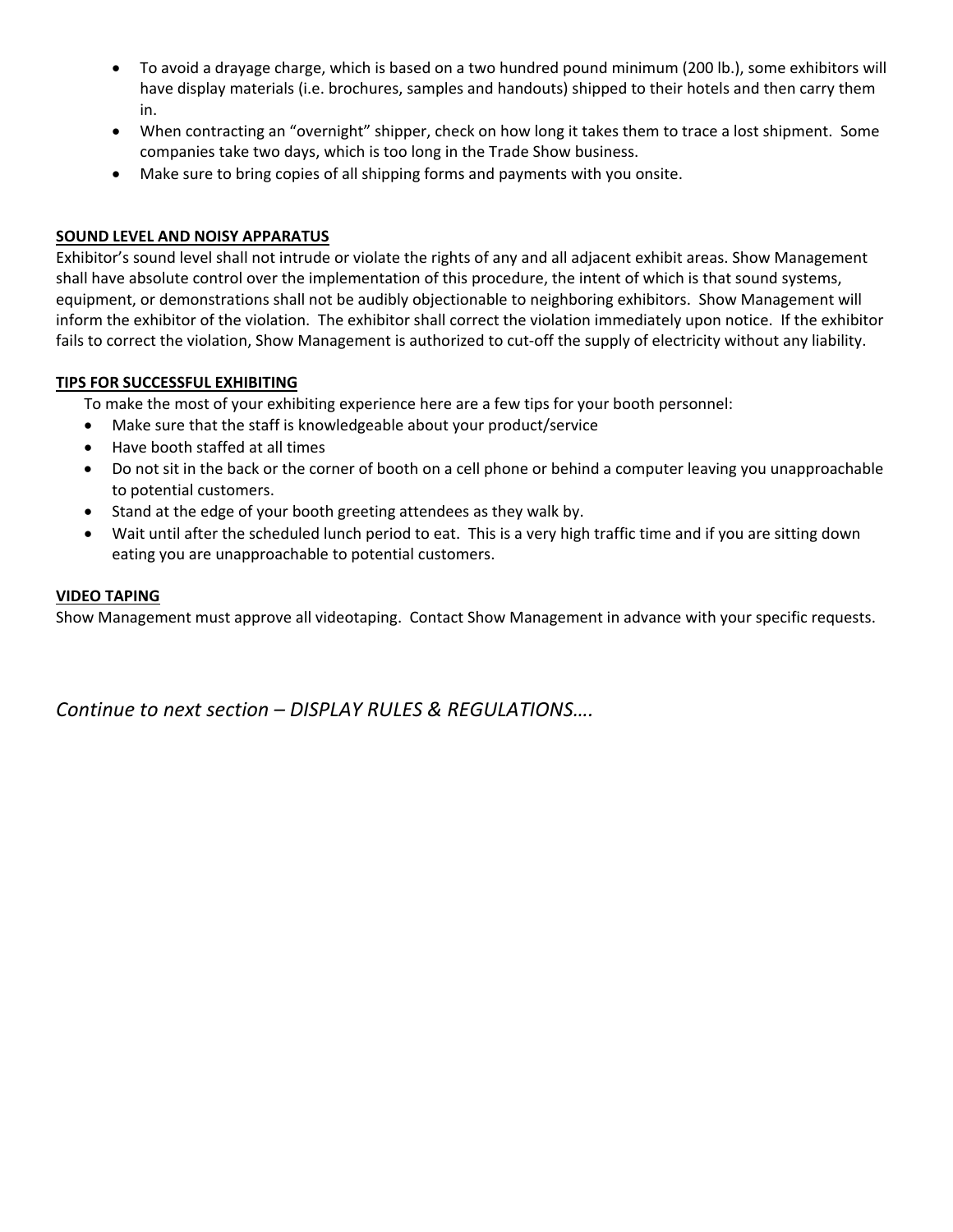- To avoid a drayage charge, which is based on a two hundred pound minimum (200 lb.), some exhibitors will have display materials (i.e. brochures, samples and handouts) shipped to their hotels and then carry them in.
- When contracting an "overnight" shipper, check on how long it takes them to trace a lost shipment. Some companies take two days, which is too long in the Trade Show business.
- Make sure to bring copies of all shipping forms and payments with you onsite.

## SOUND LEVEL AND NOISY APPARATUS

Exhibitor's sound level shall not intrude or violate the rights of any and all adjacent exhibit areas. Show Management shall have absolute control over the implementation of this procedure, the intent of which is that sound systems, equipment, or demonstrations shall not be audibly objectionable to neighboring exhibitors. Show Management will inform the exhibitor of the violation. The exhibitor shall correct the violation immediately upon notice. If the exhibitor fails to correct the violation, Show Management is authorized to cut-off the supply of electricity without any liability.

## TIPS FOR SUCCESSFUL EXHIBITING

To make the most of your exhibiting experience here are a few tips for your booth personnel:

- Make sure that the staff is knowledgeable about your product/service
- Have booth staffed at all times
- Do not sit in the back or the corner of booth on a cell phone or behind a computer leaving you unapproachable to potential customers.
- Stand at the edge of your booth greeting attendees as they walk by.
- Wait until after the scheduled lunch period to eat. This is a very high traffic time and if you are sitting down eating you are unapproachable to potential customers.

## VIDEO TAPING

Show Management must approve all videotaping. Contact Show Management in advance with your specific requests.

*Continue to next section – DISPLAY RULES & REGULATIONS….*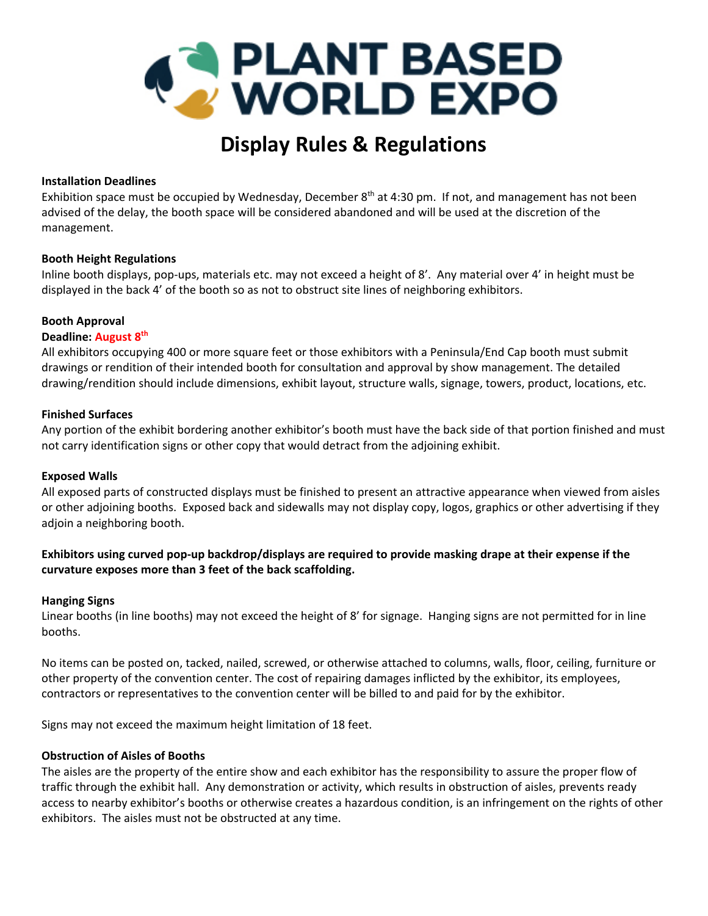# PLANT BASED WORLD EXPO

## Display Rules & Regulations

**Installation Deadlines**
Exhibition space must be occupied by Wednesday, December 8th at 4:30 pm. If not, and management has not been advised of the delay, the booth space will be considered abandoned and will be used at the discretion of the management.

**Booth Height Regulations**
Inline booth displays, pop-ups, materials etc. may not exceed a height of 8'. Any material over 4' in height must be displayed in the back 4' of the booth so as not to obstruct site lines of neighboring exhibitors.

**Booth Approval**
**Deadline: August 8th**
All exhibitors occupying 400 or more square feet or those exhibitors with a Peninsula/End Cap booth must submit drawings or rendition of their intended booth for consultation and approval by show management. The detailed drawing/rendition should include dimensions, exhibit layout, structure walls, signage, towers, product, locations, etc.

**Finished Surfaces**
Any portion of the exhibit bordering another exhibitor's booth must have the back side of that portion finished and must not carry identification signs or other copy that would detract from the adjoining exhibit.

**Exposed Walls**
All exposed parts of constructed displays must be finished to present an attractive appearance when viewed from aisles or other adjoining booths. Exposed back and sidewalls may not display copy, logos, graphics or other advertising if they adjoin a neighboring booth.

**Exhibitors using curved pop-up backdrop/displays are required to provide masking drape at their expense if the curvature exposes more than 3 feet of the back scaffolding.**

**Hanging Signs**
Linear booths (in line booths) may not exceed the height of 8' for signage. Hanging signs are not permitted for in line booths.

No items can be posted on, tacked, nailed, screwed, or otherwise attached to columns, walls, floor, ceiling, furniture or other property of the convention center. The cost of repairing damages inflicted by the exhibitor, its employees, contractors or representatives to the convention center will be billed to and paid for by the exhibitor.

Signs may not exceed the maximum height limitation of 18 feet.

**Obstruction of Aisles of Booths**
The aisles are the property of the entire show and each exhibitor has the responsibility to assure the proper flow of traffic through the exhibit hall. Any demonstration or activity, which results in obstruction of aisles, prevents ready access to nearby exhibitor's booths or otherwise creates a hazardous condition, is an infringement on the rights of other exhibitors. The aisles must not be obstructed at any time.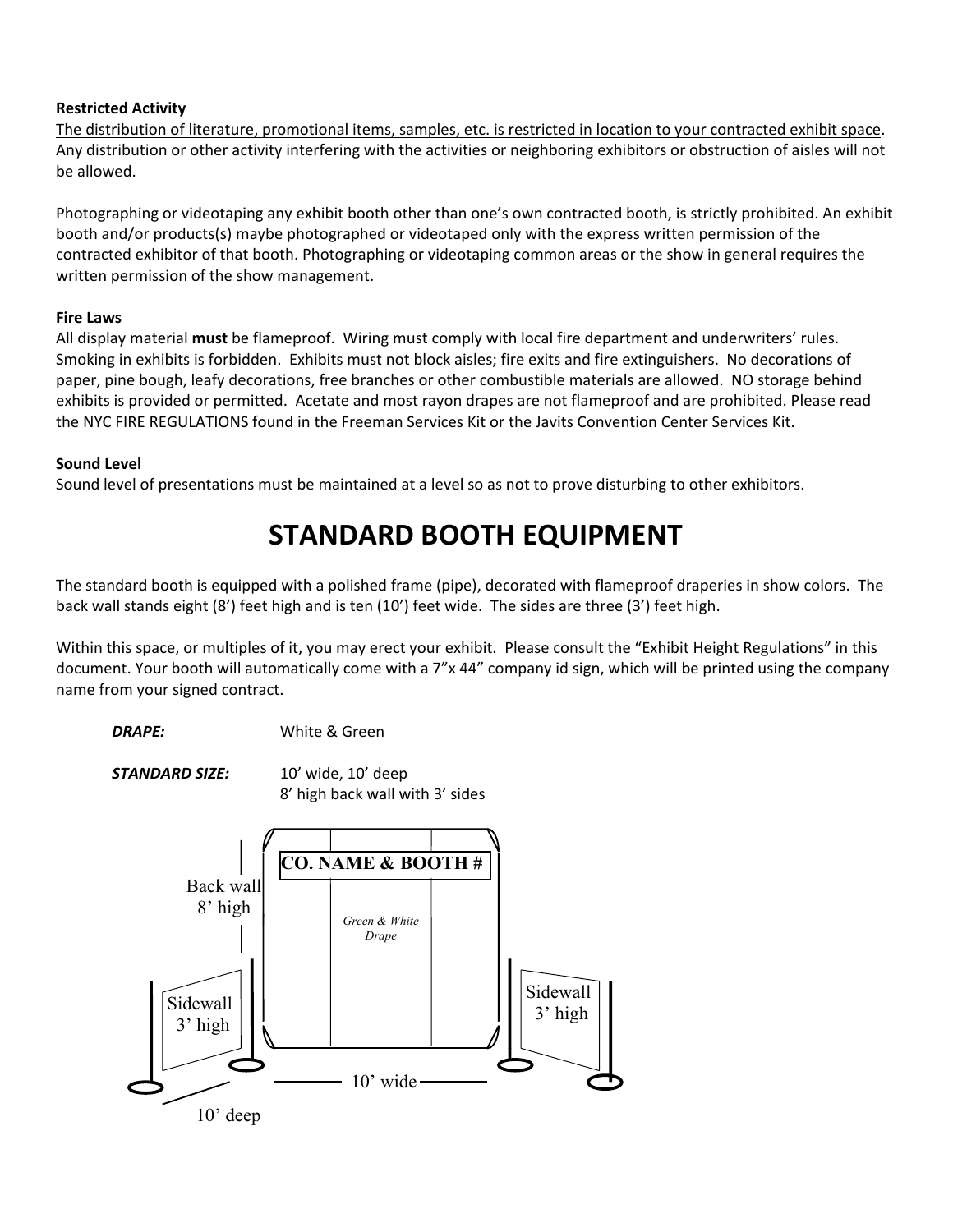**Restricted Activity**

The distribution of literature, promotional items, samples, etc. is restricted in location to your contracted exhibit space. Any distribution or other activity interfering with the activities or neighboring exhibitors or obstruction of aisles will not be allowed.

Photographing or videotaping any exhibit booth other than one's own contracted booth, is strictly prohibited. An exhibit booth and/or products(s) maybe photographed or videotaped only with the express written permission of the contracted exhibitor of that booth. Photographing or videotaping common areas or the show in general requires the written permission of the show management.

**Fire Laws**

All display material **must** be flameproof. Wiring must comply with local fire department and underwriters' rules. Smoking in exhibits is forbidden. Exhibits must not block aisles; fire exits and fire extinguishers. No decorations of paper, pine bough, leafy decorations, free branches or other combustible materials are allowed. NO storage behind exhibits is provided or permitted. Acetate and most rayon drapes are not flameproof and are prohibited. Please read the NYC FIRE REGULATIONS found in the Freeman Services Kit or the Javits Convention Center Services Kit.

**Sound Level**

Sound level of presentations must be maintained at a level so as not to prove disturbing to other exhibitors.

# STANDARD BOOTH EQUIPMENT

The standard booth is equipped with a polished frame (pipe), decorated with flameproof draperies in show colors. The back wall stands eight (8') feet high and is ten (10') feet wide. The sides are three (3') feet high.

Within this space, or multiples of it, you may erect your exhibit. Please consult the "Exhibit Height Regulations" in this document. Your booth will automatically come with a 7"x 44" company id sign, which will be printed using the company name from your signed contract.

***DRAPE:*** White & Green

***STANDARD SIZE:*** 10' wide, 10' deep
8' high back wall with 3' sides

CO. NAME & BOOTH #

Back wall 8' high

Green & White Drape

Sidewall 3' high

Sidewall 3' high

10' wide

10' deep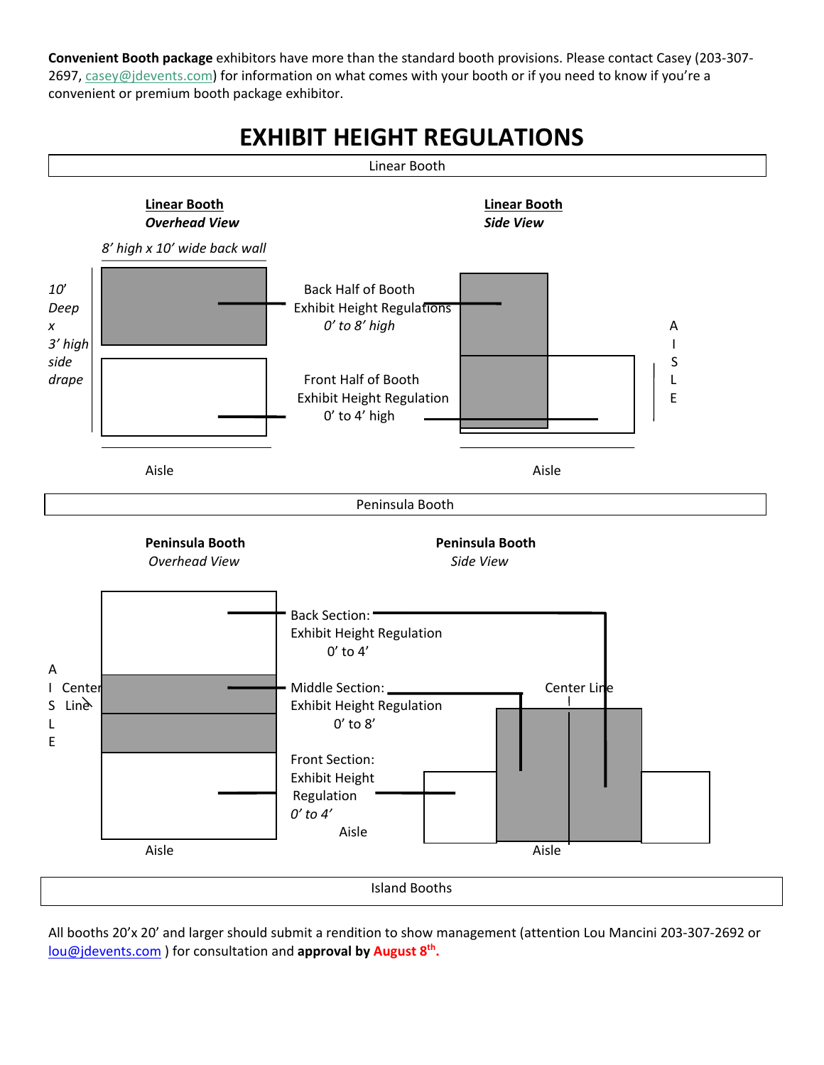**Convenient Booth package** exhibitors have more than the standard booth provisions. Please contact Casey (203-307-2697, casey@jdevents.com) for information on what comes with your booth or if you need to know if you're a convenient or premium booth package exhibitor.

# EXHIBIT HEIGHT REGULATIONS

## Linear Booth

**Linear Booth**
***Overhead View***

*8' high x 10' wide back wall*

*10' Deep x 3' high side drape*

Back Half of Booth
Exhibit Height Regulations
*0' to 8' high*

Front Half of Booth
Exhibit Height Regulation
0' to 4' high

Aisle

**Linear Booth**
***Side View***

AISLE

Aisle

## Peninsula Booth

**Peninsula Booth**
*Overhead View*

AISLE

Center Line

Back Section:
Exhibit Height Regulation
0' to 4'

Middle Section:
Exhibit Height Regulation
0' to 8'

Front Section:
Exhibit Height Regulation
*0' to 4'*

Aisle

Aisle

**Peninsula Booth**
*Side View*

Center Line

Aisle

## Island Booths

All booths 20'x 20' and larger should submit a rendition to show management (attention Lou Mancini 203-307-2692 or lou@jdevents.com ) for consultation and **approval by August 8th.**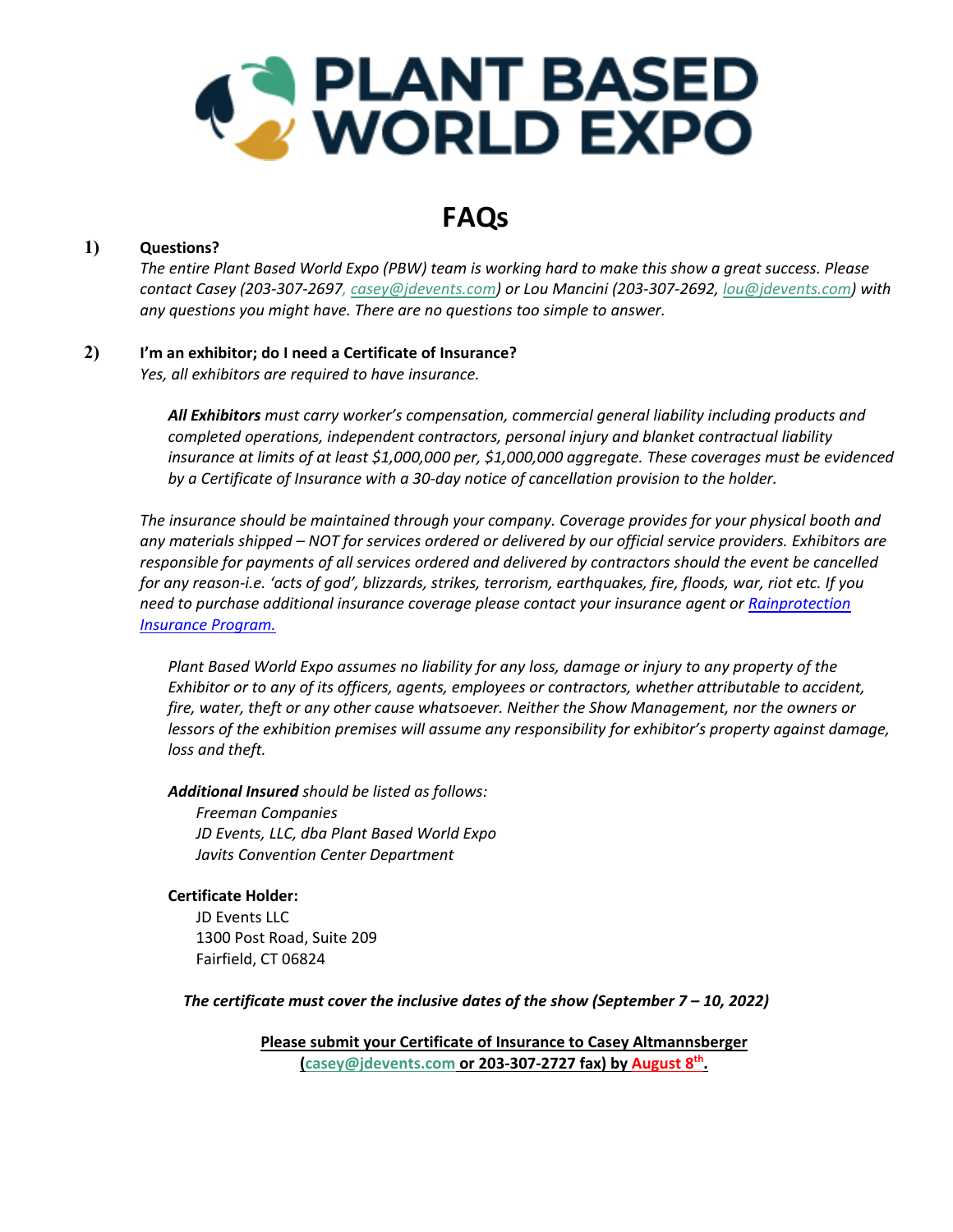# PLANT BASED WORLD EXPO

## FAQs

**1) Questions?**

*The entire Plant Based World Expo (PBW) team is working hard to make this show a great success. Please contact Casey (203-307-2697, casey@jdevents.com) or Lou Mancini (203-307-2692, lou@jdevents.com) with any questions you might have. There are no questions too simple to answer.*

**2) I'm an exhibitor; do I need a Certificate of Insurance?**

*Yes, all exhibitors are required to have insurance.*

> ***All Exhibitors** must carry worker's compensation, commercial general liability including products and completed operations, independent contractors, personal injury and blanket contractual liability insurance at limits of at least $1,000,000 per, $1,000,000 aggregate. These coverages must be evidenced by a Certificate of Insurance with a 30-day notice of cancellation provision to the holder.*

*The insurance should be maintained through your company. Coverage provides for your physical booth and any materials shipped – NOT for services ordered or delivered by our official service providers. Exhibitors are responsible for payments of all services ordered and delivered by contractors should the event be cancelled for any reason-i.e. 'acts of god', blizzards, strikes, terrorism, earthquakes, fire, floods, war, riot etc. If you need to purchase additional insurance coverage please contact your insurance agent or Rainprotection Insurance Program.*

> *Plant Based World Expo assumes no liability for any loss, damage or injury to any property of the Exhibitor or to any of its officers, agents, employees or contractors, whether attributable to accident, fire, water, theft or any other cause whatsoever. Neither the Show Management, nor the owners or lessors of the exhibition premises will assume any responsibility for exhibitor's property against damage, loss and theft.*

> ***Additional Insured** should be listed as follows:*
>
> *Freeman Companies*
> *JD Events, LLC, dba Plant Based World Expo*
> *Javits Convention Center Department*

> **Certificate Holder:**
>
> JD Events LLC
> 1300 Post Road, Suite 209
> Fairfield, CT 06824

***The certificate must cover the inclusive dates of the show (September 7 – 10, 2022)***

**Please submit your Certificate of Insurance to Casey Altmannsberger (casey@jdevents.com or 203-307-2727 fax) by August 8th.**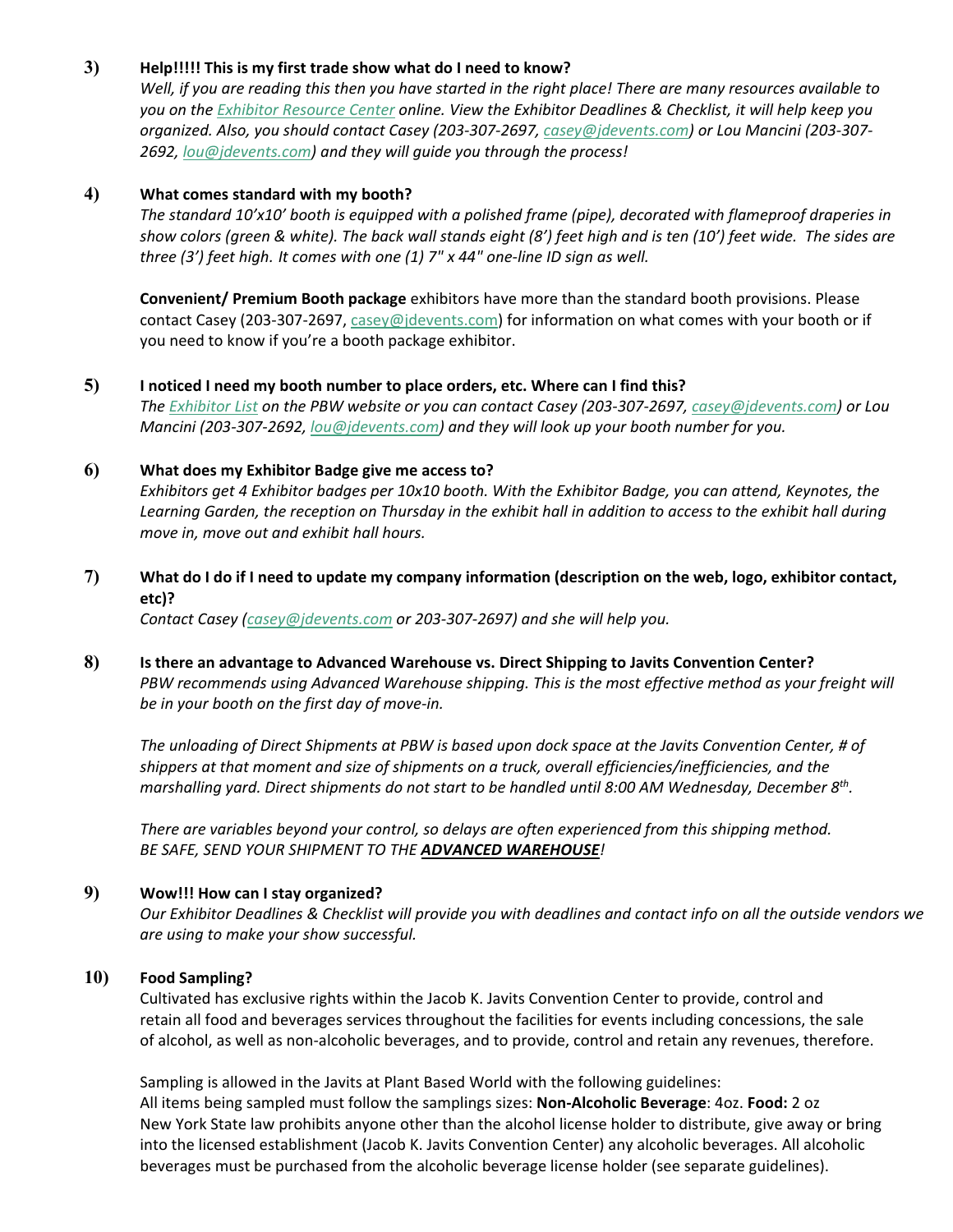3) **Help!!!!! This is my first trade show what do I need to know?**

*Well, if you are reading this then you have started in the right place! There are many resources available to you on the Exhibitor Resource Center online. View the Exhibitor Deadlines & Checklist, it will help keep you organized. Also, you should contact Casey (203-307-2697, casey@jdevents.com) or Lou Mancini (203-307-2692, lou@jdevents.com) and they will guide you through the process!*

4) **What comes standard with my booth?**

*The standard 10'x10' booth is equipped with a polished frame (pipe), decorated with flameproof draperies in show colors (green & white). The back wall stands eight (8') feet high and is ten (10') feet wide. The sides are three (3') feet high. It comes with one (1) 7" x 44" one-line ID sign as well.*

**Convenient/ Premium Booth package** exhibitors have more than the standard booth provisions. Please contact Casey (203-307-2697, casey@jdevents.com) for information on what comes with your booth or if you need to know if you're a booth package exhibitor.

5) **I noticed I need my booth number to place orders, etc. Where can I find this?**

*The Exhibitor List on the PBW website or you can contact Casey (203-307-2697, casey@jdevents.com) or Lou Mancini (203-307-2692, lou@jdevents.com) and they will look up your booth number for you.*

6) **What does my Exhibitor Badge give me access to?**

*Exhibitors get 4 Exhibitor badges per 10x10 booth. With the Exhibitor Badge, you can attend, Keynotes, the Learning Garden, the reception on Thursday in the exhibit hall in addition to access to the exhibit hall during move in, move out and exhibit hall hours.*

7) **What do I do if I need to update my company information (description on the web, logo, exhibitor contact, etc)?**

*Contact Casey (casey@jdevents.com or 203-307-2697) and she will help you.*

8) **Is there an advantage to Advanced Warehouse vs. Direct Shipping to Javits Convention Center?**

*PBW recommends using Advanced Warehouse shipping. This is the most effective method as your freight will be in your booth on the first day of move-in.*

*The unloading of Direct Shipments at PBW is based upon dock space at the Javits Convention Center, # of shippers at that moment and size of shipments on a truck, overall efficiencies/inefficiencies, and the marshalling yard. Direct shipments do not start to be handled until 8:00 AM Wednesday, December 8th.*

*There are variables beyond your control, so delays are often experienced from this shipping method.*
*BE SAFE, SEND YOUR SHIPMENT TO THE* ***ADVANCED WAREHOUSE****!*

9) **Wow!!! How can I stay organized?**

*Our Exhibitor Deadlines & Checklist will provide you with deadlines and contact info on all the outside vendors we are using to make your show successful.*

10) **Food Sampling?**

Cultivated has exclusive rights within the Jacob K. Javits Convention Center to provide, control and retain all food and beverages services throughout the facilities for events including concessions, the sale of alcohol, as well as non-alcoholic beverages, and to provide, control and retain any revenues, therefore.

Sampling is allowed in the Javits at Plant Based World with the following guidelines:
All items being sampled must follow the samplings sizes: **Non-Alcoholic Beverage**: 4oz. **Food:** 2 oz
New York State law prohibits anyone other than the alcohol license holder to distribute, give away or bring into the licensed establishment (Jacob K. Javits Convention Center) any alcoholic beverages. All alcoholic beverages must be purchased from the alcoholic beverage license holder (see separate guidelines).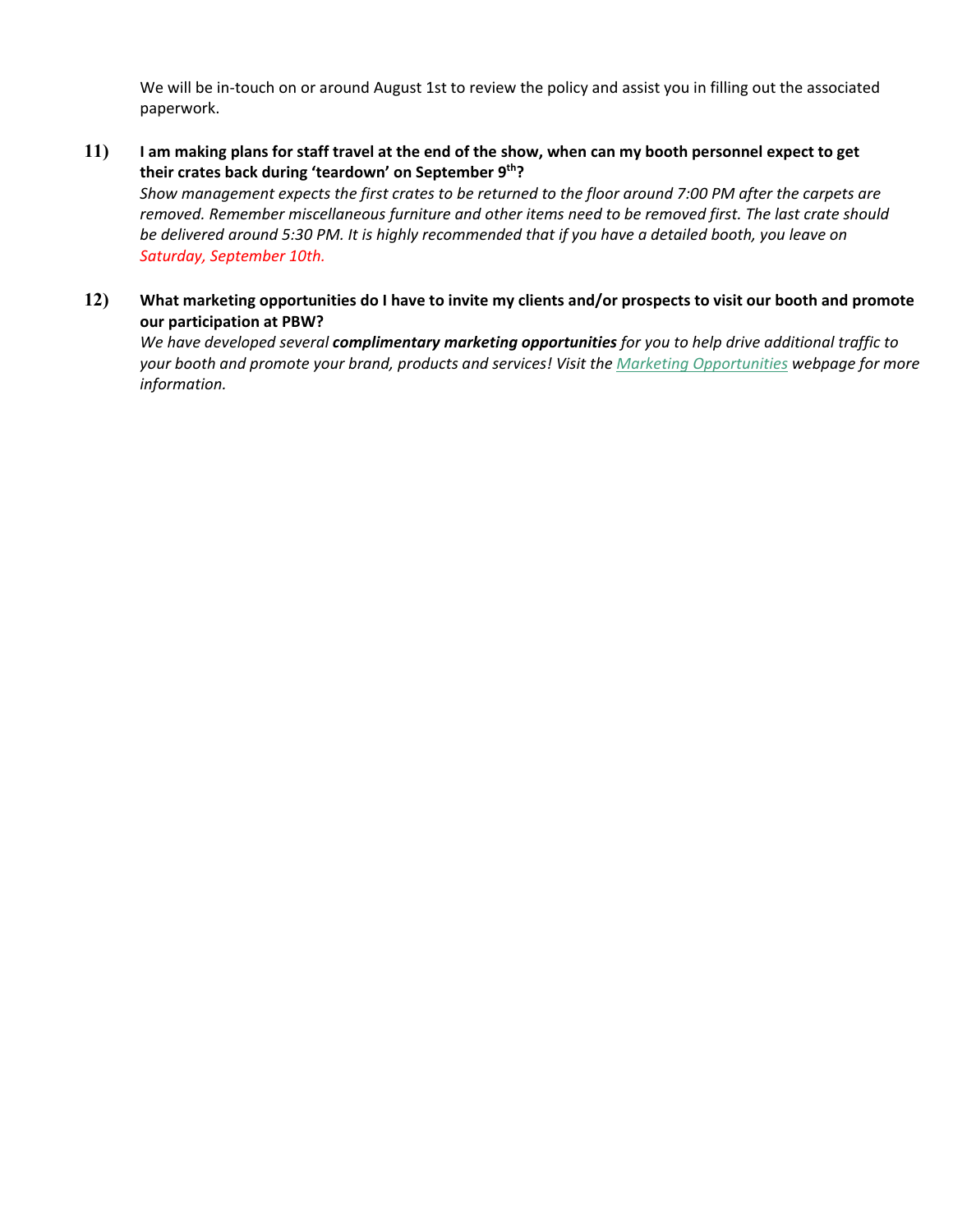We will be in-touch on or around August 1st to review the policy and assist you in filling out the associated paperwork.

**11) I am making plans for staff travel at the end of the show, when can my booth personnel expect to get their crates back during 'teardown' on September 9th?**

*Show management expects the first crates to be returned to the floor around 7:00 PM after the carpets are removed. Remember miscellaneous furniture and other items need to be removed first. The last crate should be delivered around 5:30 PM. It is highly recommended that if you have a detailed booth, you leave on Saturday, September 10th.*

**12) What marketing opportunities do I have to invite my clients and/or prospects to visit our booth and promote our participation at PBW?**

*We have developed several* ***complimentary marketing opportunities*** *for you to help drive additional traffic to your booth and promote your brand, products and services! Visit the Marketing Opportunities webpage for more information.*